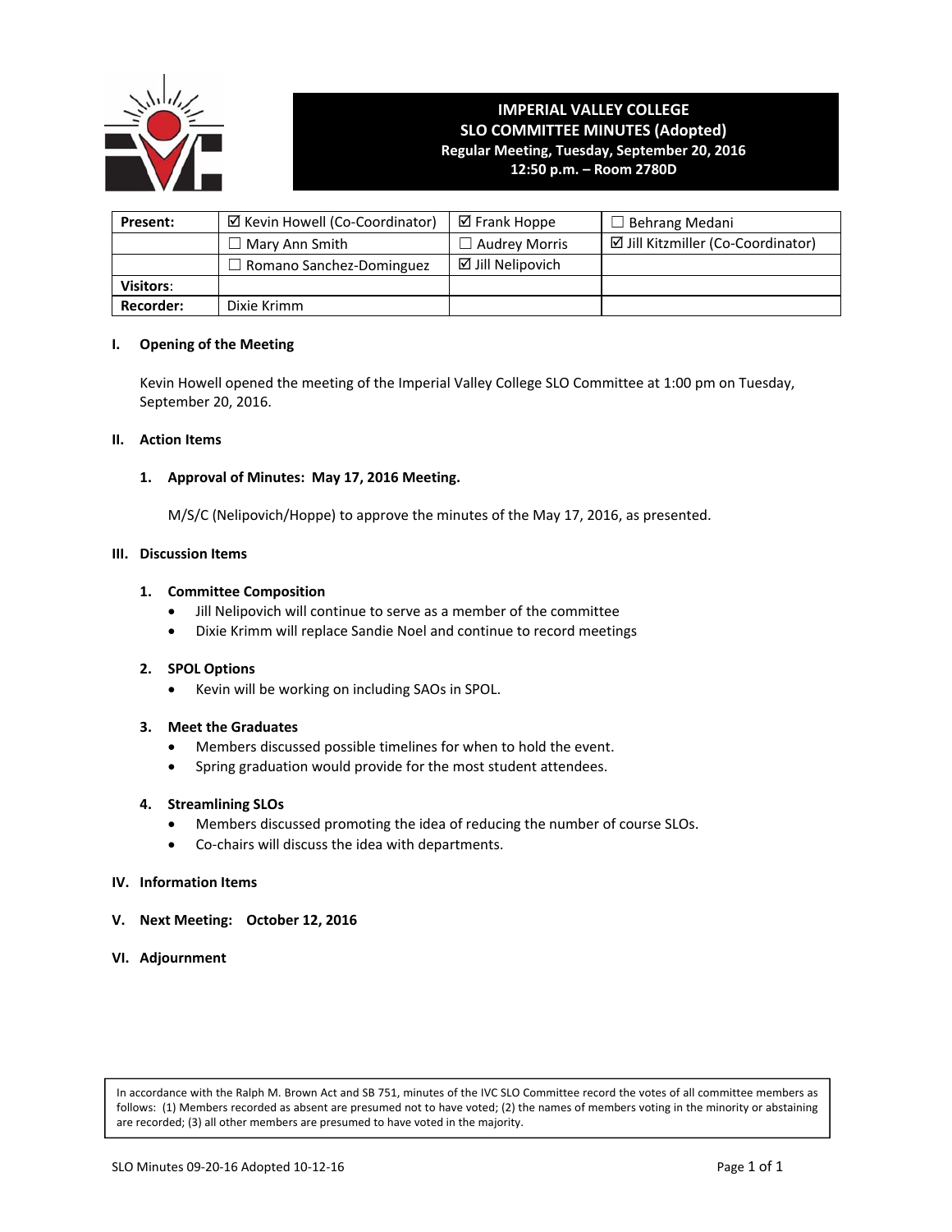# IMPERIAL VALLEY COLLEGE
## SLO COMMITTEE MINUTES (Adopted)
**Regular Meeting, Tuesday, September 20, 2016**
**12:50 p.m. – Room 2780D**

| Present: | ☑ Kevin Howell (Co-Coordinator) | ☑ Frank Hoppe | ☐ Behrang Medani |
|---|---|---|---|
| | ☐ Mary Ann Smith | ☐ Audrey Morris | ☑ Jill Kitzmiller (Co-Coordinator) |
| | ☐ Romano Sanchez-Dominguez | ☑ Jill Nelipovich | |
| Visitors: | | | |
| Recorder: | Dixie Krimm | | |

### I. Opening of the Meeting

Kevin Howell opened the meeting of the Imperial Valley College SLO Committee at 1:00 pm on Tuesday, September 20, 2016.

### II. Action Items

**1. Approval of Minutes: May 17, 2016 Meeting.**

M/S/C (Nelipovich/Hoppe) to approve the minutes of the May 17, 2016, as presented.

### III. Discussion Items

**1. Committee Composition**
- Jill Nelipovich will continue to serve as a member of the committee
- Dixie Krimm will replace Sandie Noel and continue to record meetings

**2. SPOL Options**
- Kevin will be working on including SAOs in SPOL.

**3. Meet the Graduates**
- Members discussed possible timelines for when to hold the event.
- Spring graduation would provide for the most student attendees.

**4. Streamlining SLOs**
- Members discussed promoting the idea of reducing the number of course SLOs.
- Co-chairs will discuss the idea with departments.

### IV. Information Items

### V. Next Meeting: October 12, 2016

### VI. Adjournment

In accordance with the Ralph M. Brown Act and SB 751, minutes of the IVC SLO Committee record the votes of all committee members as follows: (1) Members recorded as absent are presumed not to have voted; (2) the names of members voting in the minority or abstaining are recorded; (3) all other members are presumed to have voted in the majority.

SLO Minutes 09-20-16 Adopted 10-12-16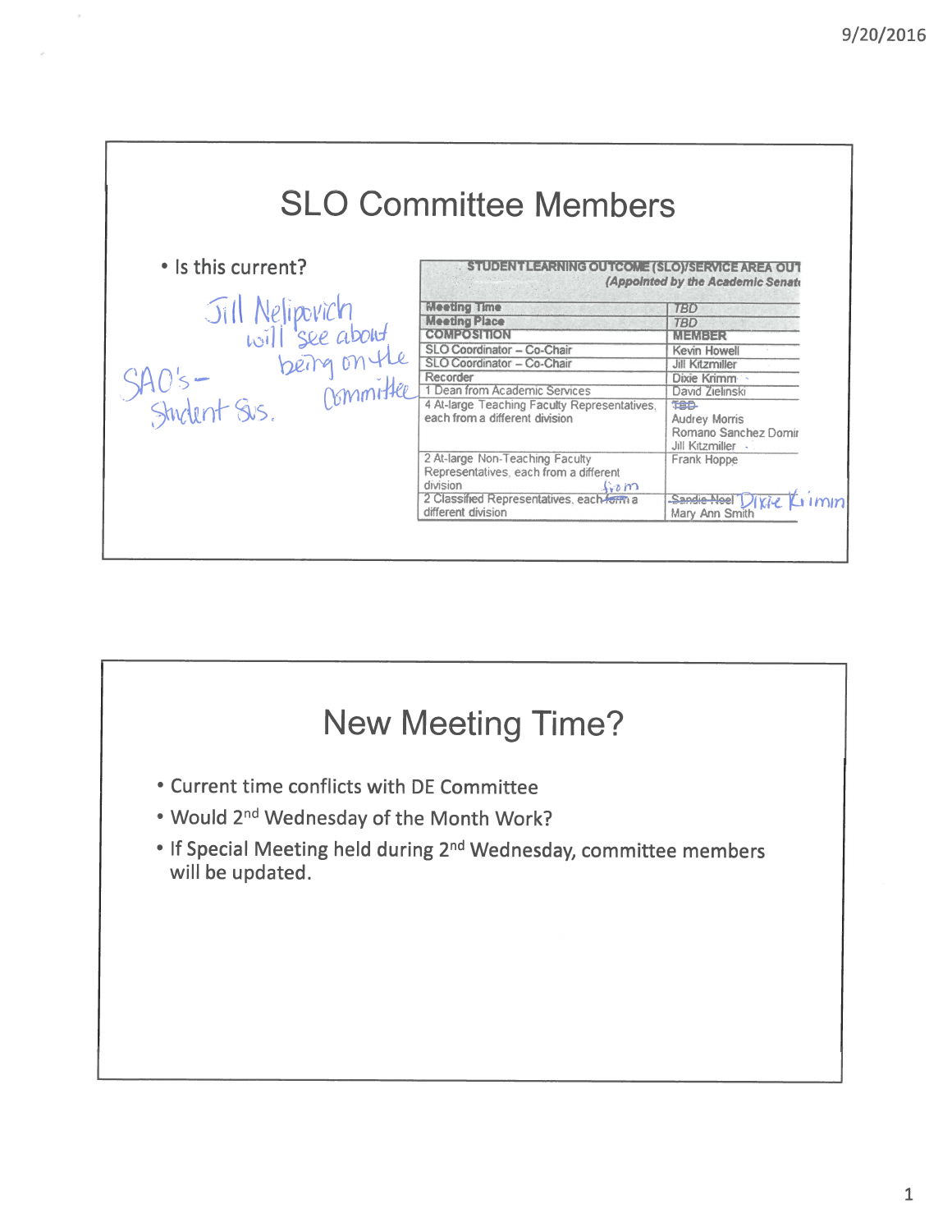# SLO Committee Members

- Is this current?

Jill Nelipovich will see about being on the committee

SAO's – Student Svs.

| STUDENT LEARNING OUTCOME (SLO)/SERVICE AREA OUT (Appointed by the Academic Senate | |
|---|---|
| Meeting Time | TBD |
| Meeting Place | TBD |
| COMPOSITION | MEMBER |
| SLO Coordinator – Co-Chair | Kevin Howell |
| SLO Coordinator – Co-Chair | Jill Kitzmiller |
| Recorder | Dixie Krimm |
| 1 Dean from Academic Services | David Zielinski |
| 4 At-large Teaching Faculty Representatives, each from a different division | ~~TBD~~ Audrey Morris Romano Sanchez Domir Jill Kitzmiller |
| 2 At-large Non-Teaching Faculty Representatives, each from a different division | Frank Hoppe |
| 2 Classified Representatives, each ~~form~~ from a different division | ~~Sandie Noel~~ Dixie Krimm Mary Ann Smith |

# New Meeting Time?

- Current time conflicts with DE Committee
- Would 2nd Wednesday of the Month Work?
- If Special Meeting held during 2nd Wednesday, committee members will be updated.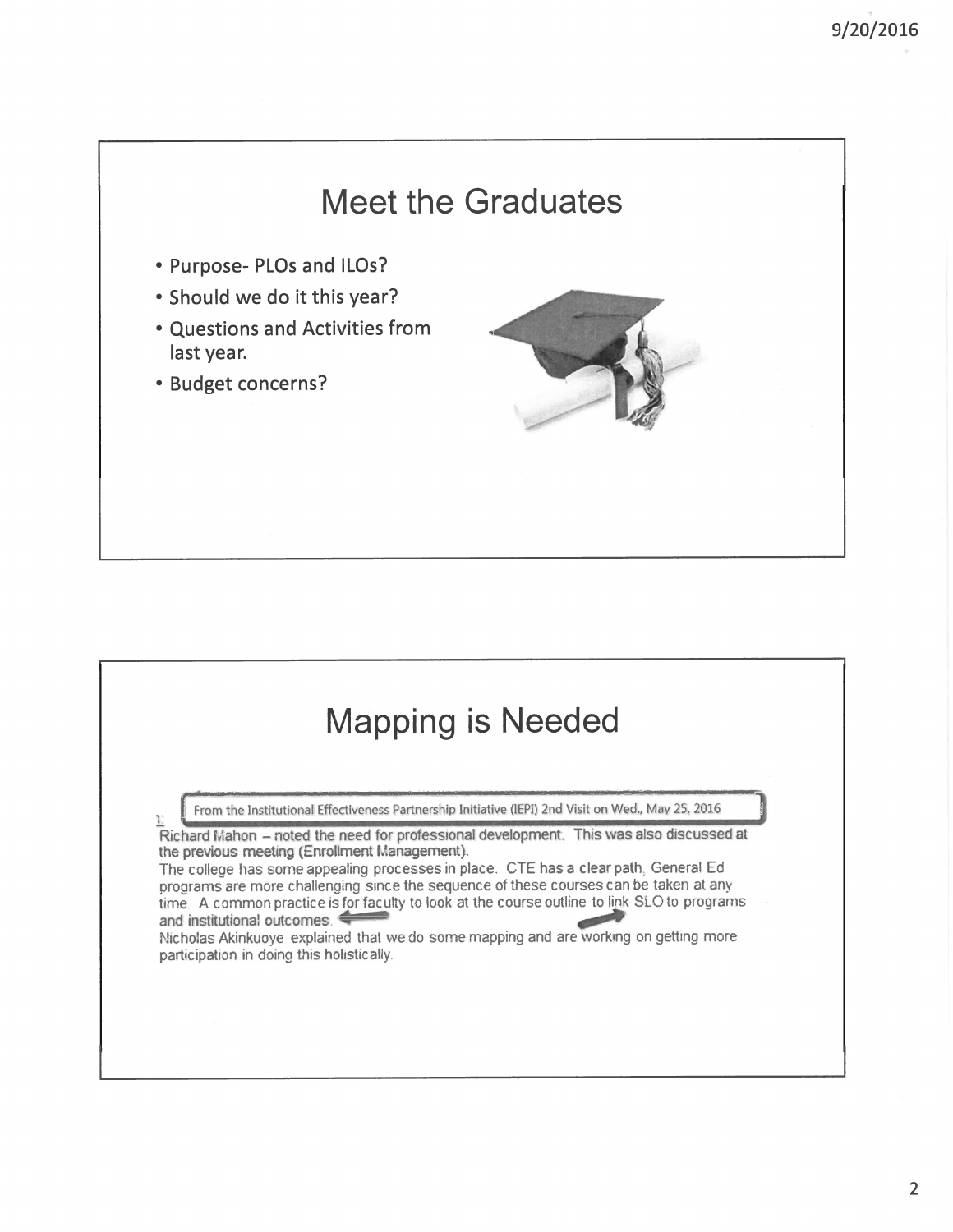## Meet the Graduates

- Purpose- PLOs and ILOs?
- Should we do it this year?
- Questions and Activities from last year.
- Budget concerns?

## Mapping is Needed

From the Institutional Effectiveness Partnership Initiative (IEPI) 2nd Visit on Wed., May 25, 2016

Richard Mahon – noted the need for professional development. This was also discussed at the previous meeting (Enrollment Management).

The college has some appealing processes in place. CTE has a clear path, General Ed programs are more challenging since the sequence of these courses can be taken at any time. A common practice is for faculty to look at the course outline to link SLO to programs and institutional outcomes.

Nicholas Akinkuoye explained that we do some mapping and are working on getting more participation in doing this holistically.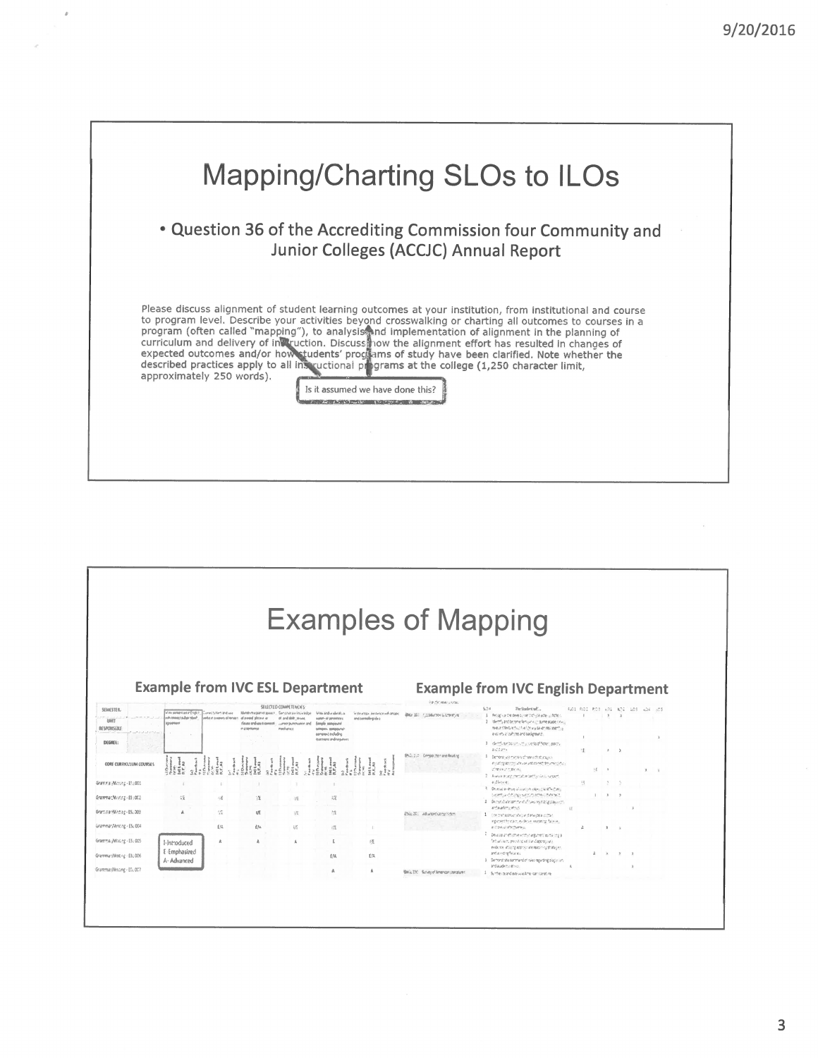# Mapping/Charting SLOs to ILOs

- Question 36 of the Accrediting Commission four Community and Junior Colleges (ACCJC) Annual Report

Please discuss alignment of student learning outcomes at your institution, from institutional and course to program level. Describe your activities beyond crosswalking or charting all outcomes to courses in a program (often called "mapping"), to analysis and implementation of alignment in the planning of curriculum and delivery of instruction. Discuss how the alignment effort has resulted in changes of expected outcomes and/or how students' programs of study have been clarified. Note whether the described practices apply to all instructional programs at the college (1,250 character limit, approximately 250 words).

Is it assumed we have done this?

# Examples of Mapping

**Example from IVC ESL Department**

**Example from IVC English Department**

I- Introduced
E- Emphasized
A- Advanced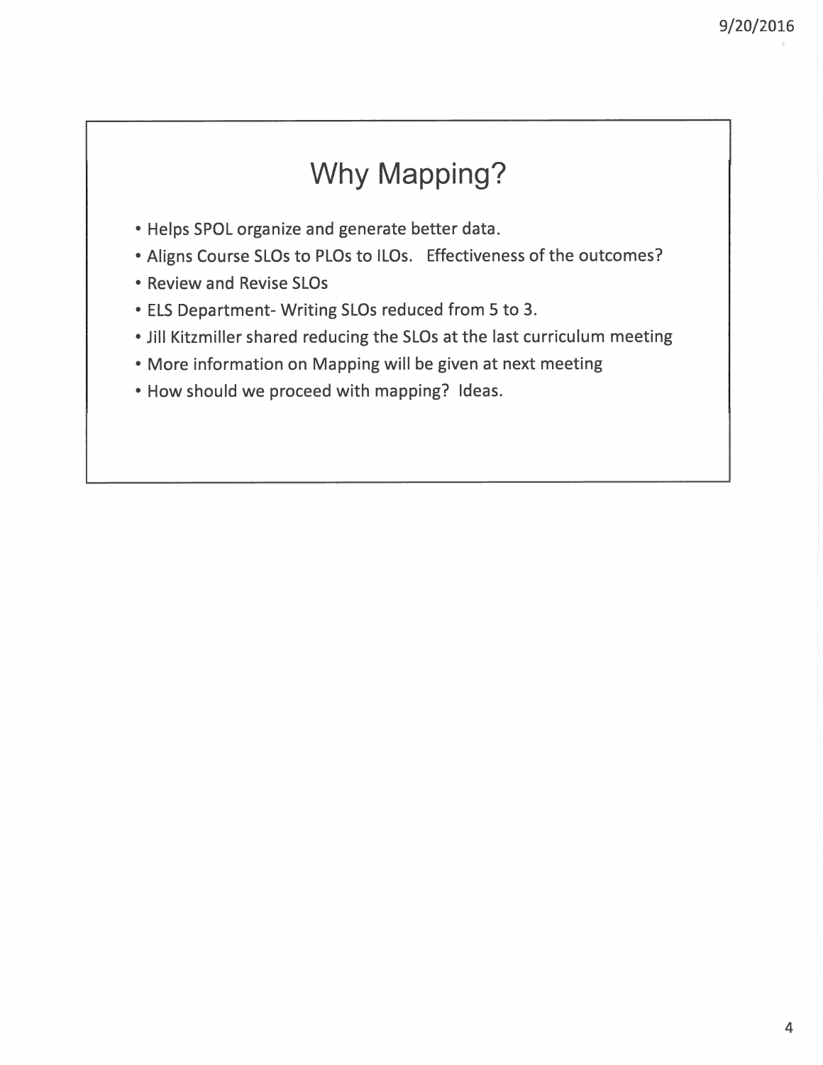# Why Mapping?

- Helps SPOL organize and generate better data.
- Aligns Course SLOs to PLOs to ILOs. Effectiveness of the outcomes?
- Review and Revise SLOs
- ELS Department- Writing SLOs reduced from 5 to 3.
- Jill Kitzmiller shared reducing the SLOs at the last curriculum meeting
- More information on Mapping will be given at next meeting
- How should we proceed with mapping? Ideas.